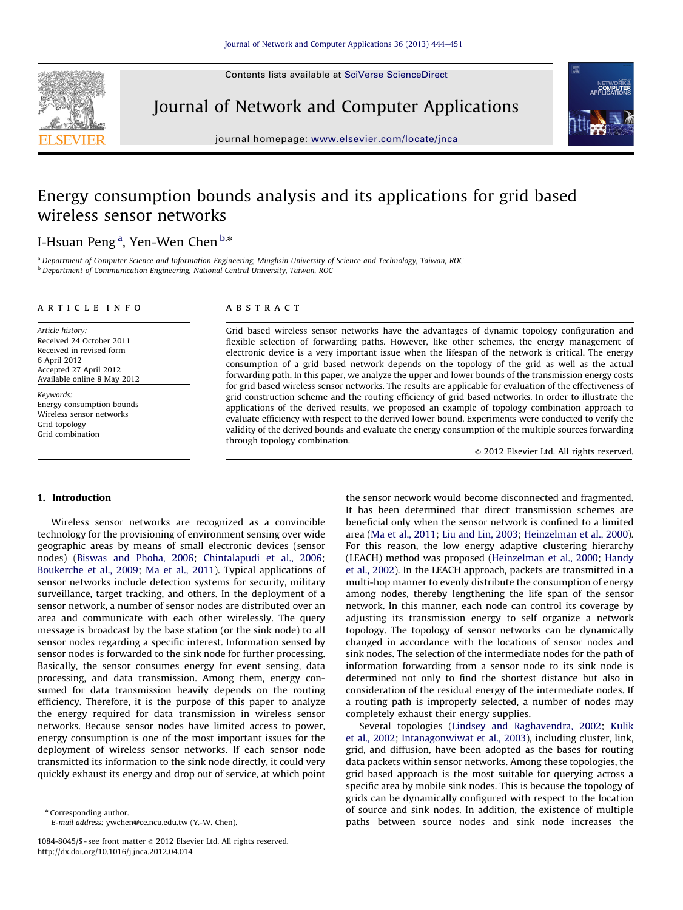# Energy consumption bounds analysis and its applications for grid based wireless sensor networks

I-Hsuan Peng [a], Yen-Wen Chen [b,*]

[a] Department of Computer Science and Information Engineering, Minghsin University of Science and Technology, Taiwan, ROC
[b] Department of Communication Engineering, National Central University, Taiwan, ROC

**ARTICLE INFO**

*Article history:*
Received 24 October 2011
Received in revised form
6 April 2012
Accepted 27 April 2012
Available online 8 May 2012

*Keywords:*
Energy consumption bounds
Wireless sensor networks
Grid topology
Grid combination

**ABSTRACT**

Grid based wireless sensor networks have the advantages of dynamic topology configuration and flexible selection of forwarding paths. However, like other schemes, the energy management of electronic device is a very important issue when the lifespan of the network is critical. The energy consumption of a grid based network depends on the topology of the grid as well as the actual forwarding path. In this paper, we analyze the upper and lower bounds of the transmission energy costs for grid based wireless sensor networks. The results are applicable for evaluation of the effectiveness of grid construction scheme and the routing efficiency of grid based networks. In order to illustrate the applications of the derived results, we proposed an example of topology combination approach to evaluate efficiency with respect to the derived lower bound. Experiments were conducted to verify the validity of the derived bounds and evaluate the energy consumption of the multiple sources forwarding through topology combination.

© 2012 Elsevier Ltd. All rights reserved.

## 1. Introduction

Wireless sensor networks are recognized as a convincible technology for the provisioning of environment sensing over wide geographic areas by means of small electronic devices (sensor nodes) (Biswas and Phoha, 2006; Chintalapudi et al., 2006; Boukerche et al., 2009; Ma et al., 2011). Typical applications of sensor networks include detection systems for security, military surveillance, target tracking, and others. In the deployment of a sensor network, a number of sensor nodes are distributed over an area and communicate with each other wirelessly. The query message is broadcast by the base station (or the sink node) to all sensor nodes regarding a specific interest. Information sensed by sensor nodes is forwarded to the sink node for further processing. Basically, the sensor consumes energy for event sensing, data processing, and data transmission. Among them, energy consumed for data transmission heavily depends on the routing efficiency. Therefore, it is the purpose of this paper to analyze the energy required for data transmission in wireless sensor networks. Because sensor nodes have limited access to power, energy consumption is one of the most important issues for the deployment of wireless sensor networks. If each sensor node transmitted its information to the sink node directly, it could very quickly exhaust its energy and drop out of service, at which point the sensor network would become disconnected and fragmented. It has been determined that direct transmission schemes are beneficial only when the sensor network is confined to a limited area (Ma et al., 2011; Liu and Lin, 2003; Heinzelman et al., 2000). For this reason, the low energy adaptive clustering hierarchy (LEACH) method was proposed (Heinzelman et al., 2000; Handy et al., 2002). In the LEACH approach, packets are transmitted in a multi-hop manner to evenly distribute the consumption of energy among nodes, thereby lengthening the life span of the sensor network. In this manner, each node can control its coverage by adjusting its transmission energy to self organize a network topology. The topology of sensor networks can be dynamically changed in accordance with the locations of sensor nodes and sink nodes. The selection of the intermediate nodes for the path of information forwarding from a sensor node to its sink node is determined not only to find the shortest distance but also in consideration of the residual energy of the intermediate nodes. If a routing path is improperly selected, a number of nodes may completely exhaust their energy supplies.

Several topologies (Lindsey and Raghavendra, 2002; Kulik et al., 2002; Intanagonwiwat et al., 2003), including cluster, link, grid, and diffusion, have been adopted as the bases for routing data packets within sensor networks. Among these topologies, the grid based approach is the most suitable for querying across a specific area by mobile sink nodes. This is because the topology of grids can be dynamically configured with respect to the location of source and sink nodes. In addition, the existence of multiple paths between source nodes and sink node increases the

\* Corresponding author.
E-mail address: ywchen@ce.ncu.edu.tw (Y.-W. Chen).

1084-8045/$ - see front matter © 2012 Elsevier Ltd. All rights reserved.
http://dx.doi.org/10.1016/j.jnca.2012.04.014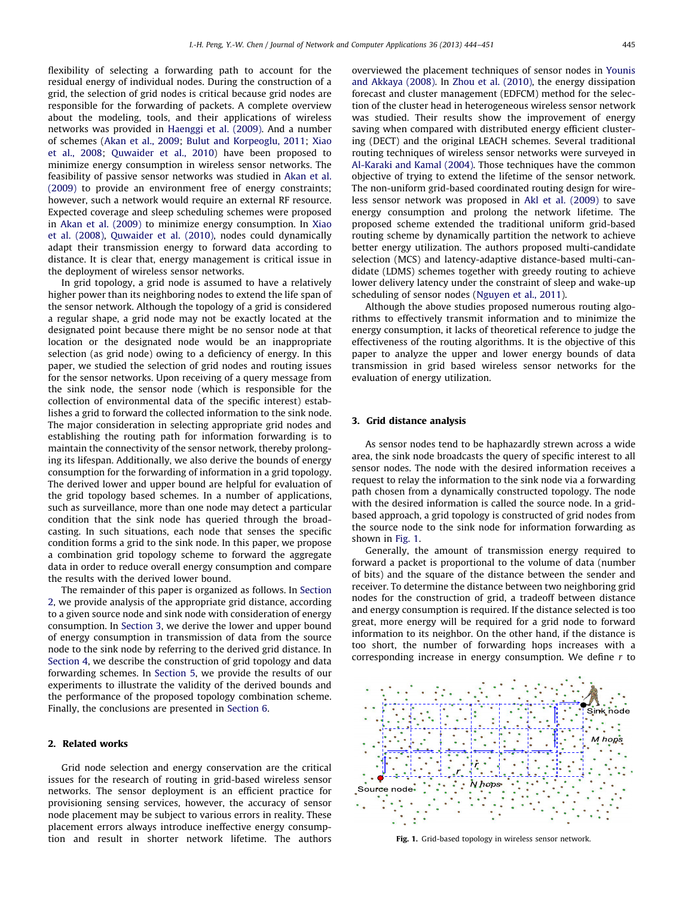flexibility of selecting a forwarding path to account for the residual energy of individual nodes. During the construction of a grid, the selection of grid nodes is critical because grid nodes are responsible for the forwarding of packets. A complete overview about the modeling, tools, and their applications of wireless networks was provided in Haenggi et al. (2009). And a number of schemes (Akan et al., 2009; Bulut and Korpeoglu, 2011; Xiao et al., 2008; Quwaider et al., 2010) have been proposed to minimize energy consumption in wireless sensor networks. The feasibility of passive sensor networks was studied in Akan et al. (2009) to provide an environment free of energy constraints; however, such a network would require an external RF resource. Expected coverage and sleep scheduling schemes were proposed in Akan et al. (2009) to minimize energy consumption. In Xiao et al. (2008), Quwaider et al. (2010), nodes could dynamically adapt their transmission energy to forward data according to distance. It is clear that, energy management is critical issue in the deployment of wireless sensor networks.

In grid topology, a grid node is assumed to have a relatively higher power than its neighboring nodes to extend the life span of the sensor network. Although the topology of a grid is considered a regular shape, a grid node may not be exactly located at the designated point because there might be no sensor node at that location or the designated node would be an inappropriate selection (as grid node) owing to a deficiency of energy. In this paper, we studied the selection of grid nodes and routing issues for the sensor networks. Upon receiving of a query message from the sink node, the sensor node (which is responsible for the collection of environmental data of the specific interest) establishes a grid to forward the collected information to the sink node. The major consideration in selecting appropriate grid nodes and establishing the routing path for information forwarding is to maintain the connectivity of the sensor network, thereby prolonging its lifespan. Additionally, we also derive the bounds of energy consumption for the forwarding of information in a grid topology. The derived lower and upper bound are helpful for evaluation of the grid topology based schemes. In a number of applications, such as surveillance, more than one node may detect a particular condition that the sink node has queried through the broadcasting. In such situations, each node that senses the specific condition forms a grid to the sink node. In this paper, we propose a combination grid topology scheme to forward the aggregate data in order to reduce overall energy consumption and compare the results with the derived lower bound.

The remainder of this paper is organized as follows. In Section 2, we provide analysis of the appropriate grid distance, according to a given source node and sink node with consideration of energy consumption. In Section 3, we derive the lower and upper bound of energy consumption in transmission of data from the source node to the sink node by referring to the derived grid distance. In Section 4, we describe the construction of grid topology and data forwarding schemes. In Section 5, we provide the results of our experiments to illustrate the validity of the derived bounds and the performance of the proposed topology combination scheme. Finally, the conclusions are presented in Section 6.

## 2. Related works

Grid node selection and energy conservation are the critical issues for the research of routing in grid-based wireless sensor networks. The sensor deployment is an efficient practice for provisioning sensing services, however, the accuracy of sensor node placement may be subject to various errors in reality. These placement errors always introduce ineffective energy consumption and result in shorter network lifetime. The authors overviewed the placement techniques of sensor nodes in Younis and Akkaya (2008). In Zhou et al. (2010), the energy dissipation forecast and cluster management (EDFCM) method for the selection of the cluster head in heterogeneous wireless sensor network was studied. Their results show the improvement of energy saving when compared with distributed energy efficient clustering (DECT) and the original LEACH schemes. Several traditional routing techniques of wireless sensor networks were surveyed in Al-Karaki and Kamal (2004). Those techniques have the common objective of trying to extend the lifetime of the sensor network. The non-uniform grid-based coordinated routing design for wireless sensor network was proposed in Akl et al. (2009) to save energy consumption and prolong the network lifetime. The proposed scheme extended the traditional uniform grid-based routing scheme by dynamically partition the network to achieve better energy utilization. The authors proposed multi-candidate selection (MCS) and latency-adaptive distance-based multi-candidate (LDMS) schemes together with greedy routing to achieve lower delivery latency under the constraint of sleep and wake-up scheduling of sensor nodes (Nguyen et al., 2011).

Although the above studies proposed numerous routing algorithms to effectively transmit information and to minimize the energy consumption, it lacks of theoretical reference to judge the effectiveness of the routing algorithms. It is the objective of this paper to analyze the upper and lower energy bounds of data transmission in grid based wireless sensor networks for the evaluation of energy utilization.

## 3. Grid distance analysis

As sensor nodes tend to be haphazardly strewn across a wide area, the sink node broadcasts the query of specific interest to all sensor nodes. The node with the desired information receives a request to relay the information to the sink node via a forwarding path chosen from a dynamically constructed topology. The node with the desired information is called the source node. In a grid-based approach, a grid topology is constructed of grid nodes from the source node to the sink node for information forwarding as shown in Fig. 1.

Generally, the amount of transmission energy required to forward a packet is proportional to the volume of data (number of bits) and the square of the distance between the sender and receiver. To determine the distance between two neighboring grid nodes for the construction of grid, a tradeoff between distance and energy consumption is required. If the distance selected is too great, more energy will be required for a grid node to forward information to its neighbor. On the other hand, if the distance is too short, the number of forwarding hops increases with a corresponding increase in energy consumption. We define $r$ to

**Fig. 1.** Grid-based topology in wireless sensor network.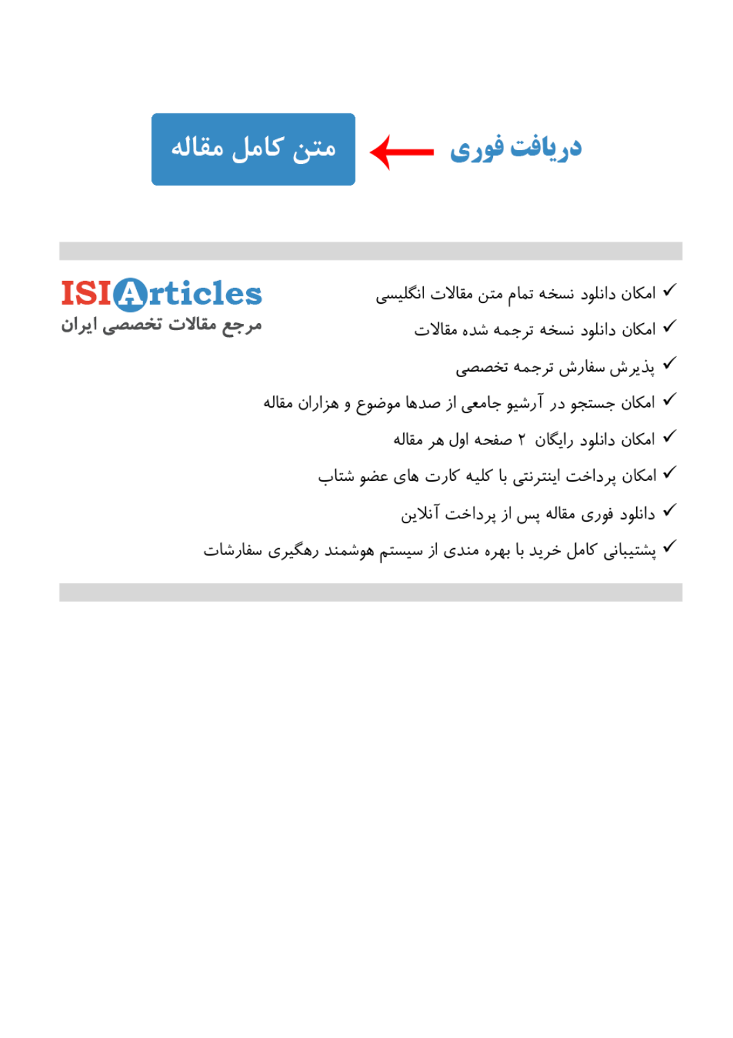دریافت فوری ← متن کامل مقاله

**ISIArticles**
مرجع مقالات تخصصی ایران

- ✓ امکان دانلود نسخه تمام متن مقالات انگلیسی
- ✓ امکان دانلود نسخه ترجمه شده مقالات
- ✓ پذیرش سفارش ترجمه تخصصی
- ✓ امکان جستجو در آرشیو جامعی از صدها موضوع و هزاران مقاله
- ✓ امکان دانلود رایگان ۲ صفحه اول هر مقاله
- ✓ امکان پرداخت اینترنتی با کلیه کارت های عضو شتاب
- ✓ دانلود فوری مقاله پس از پرداخت آنلاین
- ✓ پشتیبانی کامل خرید با بهره مندی از سیستم هوشمند رهگیری سفارشات